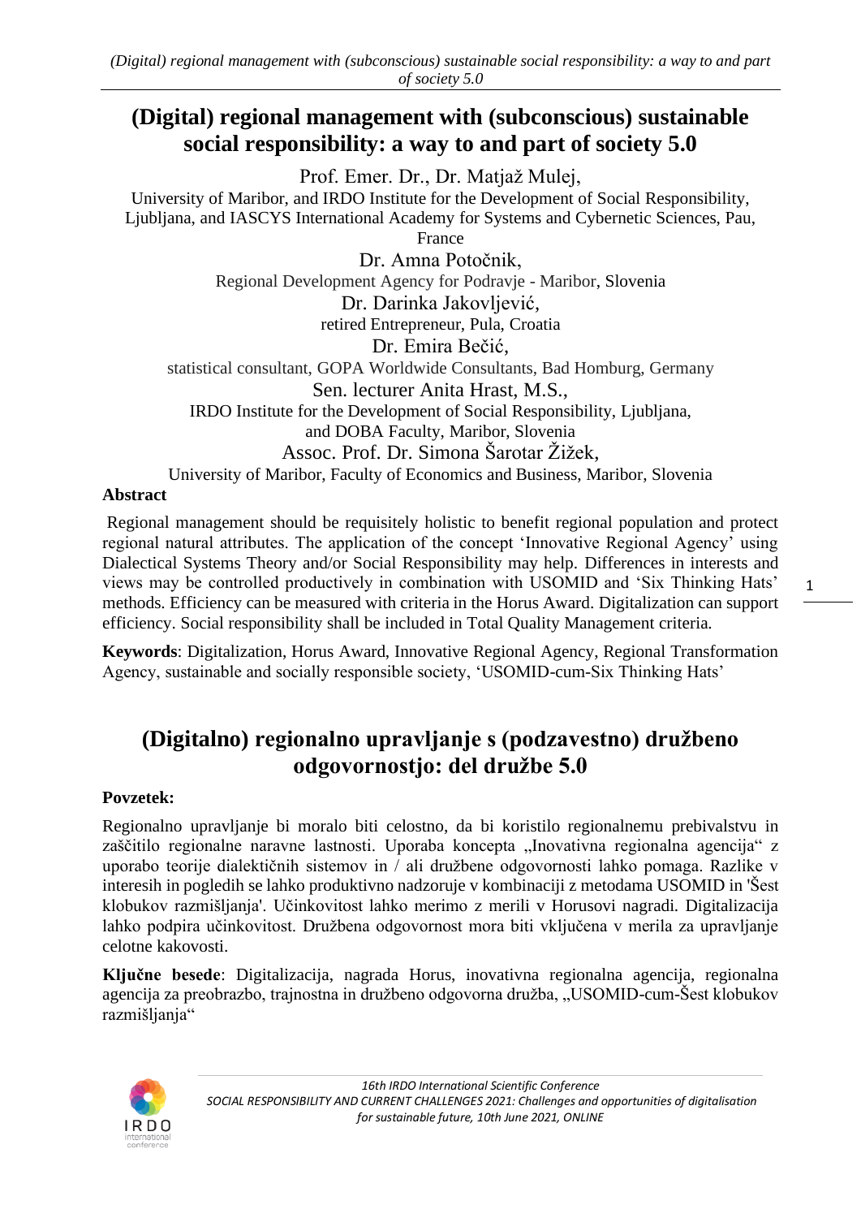# (Digital) regional management with (subconscious) sustainable social responsibility: a way to and part of society 5.0

Prof. Emer. Dr., Dr. Matjaž Mulej,
University of Maribor, and IRDO Institute for the Development of Social Responsibility, Ljubljana, and IASCYS International Academy for Systems and Cybernetic Sciences, Pau, France

Dr. Amna Potočnik,
Regional Development Agency for Podravje - Maribor, Slovenia

Dr. Darinka Jakovljević,
retired Entrepreneur, Pula, Croatia

Dr. Emira Bečić,
statistical consultant, GOPA Worldwide Consultants, Bad Homburg, Germany

Sen. lecturer Anita Hrast, M.S.,
IRDO Institute for the Development of Social Responsibility, Ljubljana, and DOBA Faculty, Maribor, Slovenia

Assoc. Prof. Dr. Simona Šarotar Žižek,
University of Maribor, Faculty of Economics and Business, Maribor, Slovenia

**Abstract**

Regional management should be requisitely holistic to benefit regional population and protect regional natural attributes. The application of the concept 'Innovative Regional Agency' using Dialectical Systems Theory and/or Social Responsibility may help. Differences in interests and views may be controlled productively in combination with USOMID and 'Six Thinking Hats' methods. Efficiency can be measured with criteria in the Horus Award. Digitalization can support efficiency. Social responsibility shall be included in Total Quality Management criteria.

**Keywords**: Digitalization, Horus Award, Innovative Regional Agency, Regional Transformation Agency, sustainable and socially responsible society, 'USOMID-cum-Six Thinking Hats'

# (Digitalno) regionalno upravljanje s (podzavestno) družbeno odgovornostjo: del družbe 5.0

**Povzetek:**

Regionalno upravljanje bi moralo biti celostno, da bi koristilo regionalnemu prebivalstvu in zaščitilo regionalne naravne lastnosti. Uporaba koncepta „Inovativna regionalna agencija" z uporabo teorije dialektičnih sistemov in / ali družbene odgovornosti lahko pomaga. Razlike v interesih in pogledih se lahko produktivno nadzoruje v kombinaciji z metodama USOMID in 'Šest klobukov razmišljanja'. Učinkovitost lahko merimo z merili v Horusovi nagradi. Digitalizacija lahko podpira učinkovitost. Družbena odgovornost mora biti vključena v merila za upravljanje celotne kakovosti.

**Ključne besede**: Digitalizacija, nagrada Horus, inovativna regionalna agencija, regionalna agencija za preobrazbo, trajnostna in družbeno odgovorna družba, „USOMID-cum-Šest klobukov razmišljanja"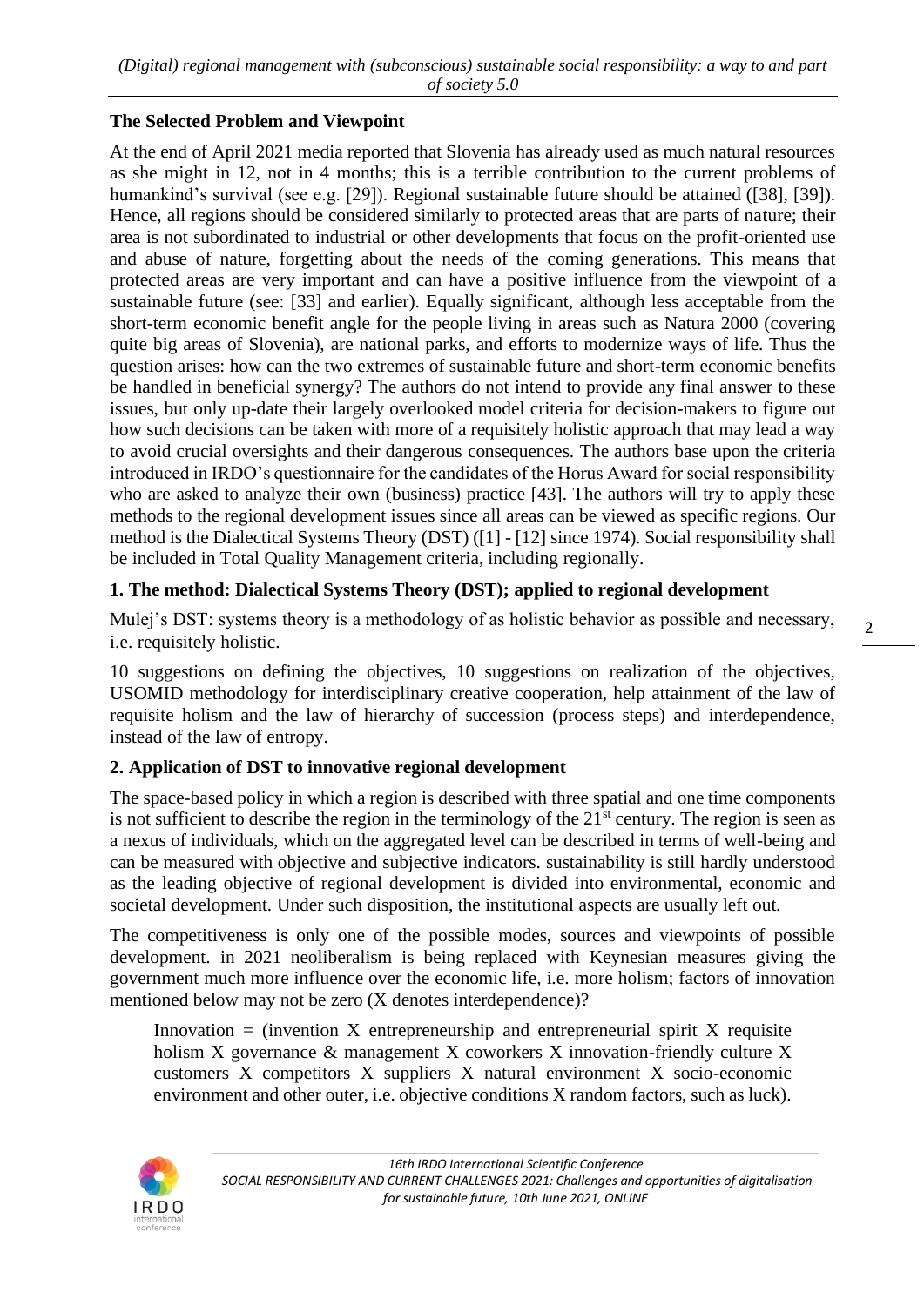## The Selected Problem and Viewpoint

At the end of April 2021 media reported that Slovenia has already used as much natural resources as she might in 12, not in 4 months; this is a terrible contribution to the current problems of humankind's survival (see e.g. [29]). Regional sustainable future should be attained ([38], [39]). Hence, all regions should be considered similarly to protected areas that are parts of nature; their area is not subordinated to industrial or other developments that focus on the profit-oriented use and abuse of nature, forgetting about the needs of the coming generations. This means that protected areas are very important and can have a positive influence from the viewpoint of a sustainable future (see: [33] and earlier). Equally significant, although less acceptable from the short-term economic benefit angle for the people living in areas such as Natura 2000 (covering quite big areas of Slovenia), are national parks, and efforts to modernize ways of life. Thus the question arises: how can the two extremes of sustainable future and short-term economic benefits be handled in beneficial synergy? The authors do not intend to provide any final answer to these issues, but only up-date their largely overlooked model criteria for decision-makers to figure out how such decisions can be taken with more of a requisitely holistic approach that may lead a way to avoid crucial oversights and their dangerous consequences. The authors base upon the criteria introduced in IRDO's questionnaire for the candidates of the Horus Award for social responsibility who are asked to analyze their own (business) practice [43]. The authors will try to apply these methods to the regional development issues since all areas can be viewed as specific regions. Our method is the Dialectical Systems Theory (DST) ([1] - [12] since 1974). Social responsibility shall be included in Total Quality Management criteria, including regionally.

## 1. The method: Dialectical Systems Theory (DST); applied to regional development

Mulej's DST: systems theory is a methodology of as holistic behavior as possible and necessary, i.e. requisitely holistic.

10 suggestions on defining the objectives, 10 suggestions on realization of the objectives, USOMID methodology for interdisciplinary creative cooperation, help attainment of the law of requisite holism and the law of hierarchy of succession (process steps) and interdependence, instead of the law of entropy.

## 2. Application of DST to innovative regional development

The space-based policy in which a region is described with three spatial and one time components is not sufficient to describe the region in the terminology of the 21st century. The region is seen as a nexus of individuals, which on the aggregated level can be described in terms of well-being and can be measured with objective and subjective indicators. sustainability is still hardly understood as the leading objective of regional development is divided into environmental, economic and societal development. Under such disposition, the institutional aspects are usually left out.

The competitiveness is only one of the possible modes, sources and viewpoints of possible development. in 2021 neoliberalism is being replaced with Keynesian measures giving the government much more influence over the economic life, i.e. more holism; factors of innovation mentioned below may not be zero (X denotes interdependence)?

> Innovation = (invention X entrepreneurship and entrepreneurial spirit X requisite holism X governance & management X coworkers X innovation-friendly culture X customers X competitors X suppliers X natural environment X socio-economic environment and other outer, i.e. objective conditions X random factors, such as luck).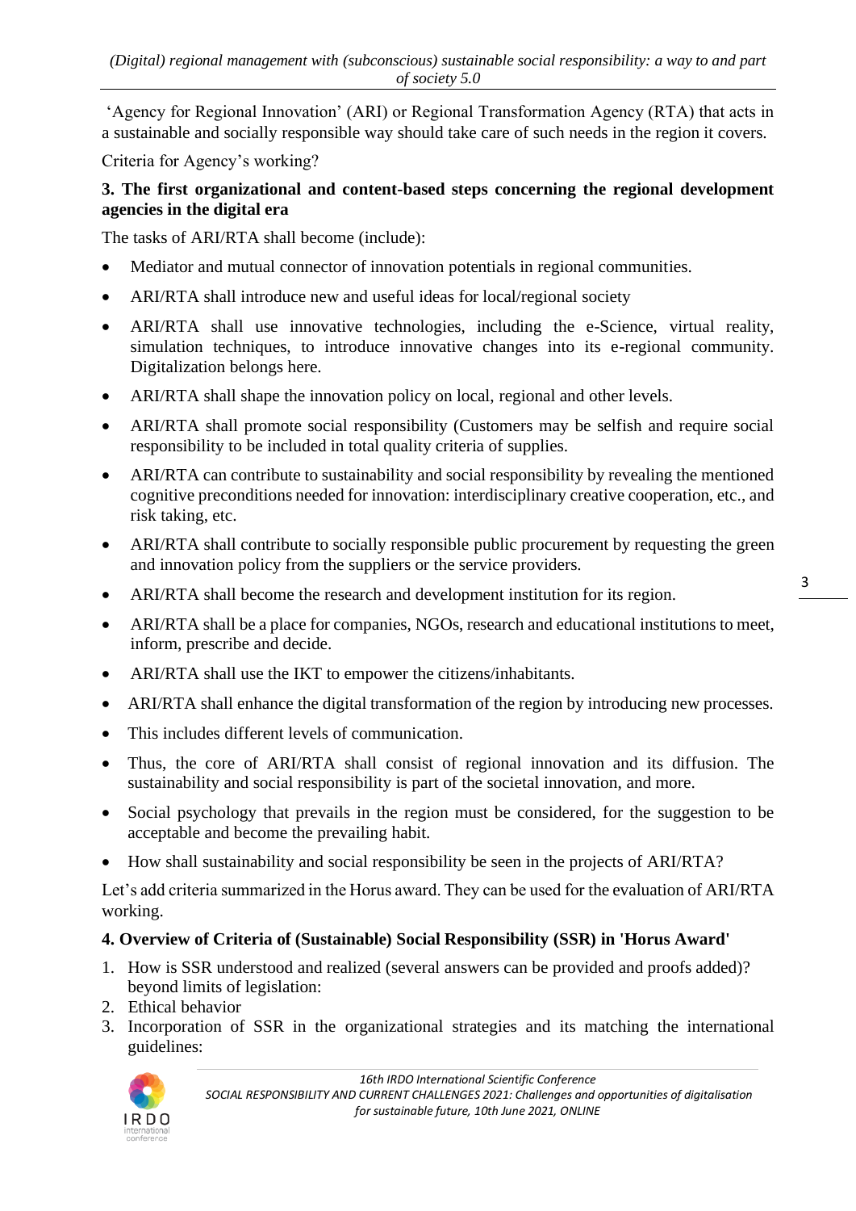'Agency for Regional Innovation' (ARI) or Regional Transformation Agency (RTA) that acts in a sustainable and socially responsible way should take care of such needs in the region it covers.

Criteria for Agency's working?

## 3. The first organizational and content-based steps concerning the regional development agencies in the digital era

The tasks of ARI/RTA shall become (include):

- Mediator and mutual connector of innovation potentials in regional communities.
- ARI/RTA shall introduce new and useful ideas for local/regional society
- ARI/RTA shall use innovative technologies, including the e-Science, virtual reality, simulation techniques, to introduce innovative changes into its e-regional community. Digitalization belongs here.
- ARI/RTA shall shape the innovation policy on local, regional and other levels.
- ARI/RTA shall promote social responsibility (Customers may be selfish and require social responsibility to be included in total quality criteria of supplies.
- ARI/RTA can contribute to sustainability and social responsibility by revealing the mentioned cognitive preconditions needed for innovation: interdisciplinary creative cooperation, etc., and risk taking, etc.
- ARI/RTA shall contribute to socially responsible public procurement by requesting the green and innovation policy from the suppliers or the service providers.
- ARI/RTA shall become the research and development institution for its region.
- ARI/RTA shall be a place for companies, NGOs, research and educational institutions to meet, inform, prescribe and decide.
- ARI/RTA shall use the IKT to empower the citizens/inhabitants.
- ARI/RTA shall enhance the digital transformation of the region by introducing new processes.
- This includes different levels of communication.
- Thus, the core of ARI/RTA shall consist of regional innovation and its diffusion. The sustainability and social responsibility is part of the societal innovation, and more.
- Social psychology that prevails in the region must be considered, for the suggestion to be acceptable and become the prevailing habit.
- How shall sustainability and social responsibility be seen in the projects of ARI/RTA?

Let's add criteria summarized in the Horus award. They can be used for the evaluation of ARI/RTA working.

## 4. Overview of Criteria of (Sustainable) Social Responsibility (SSR) in 'Horus Award'

1. How is SSR understood and realized (several answers can be provided and proofs added)? beyond limits of legislation:
2. Ethical behavior
3. Incorporation of SSR in the organizational strategies and its matching the international guidelines: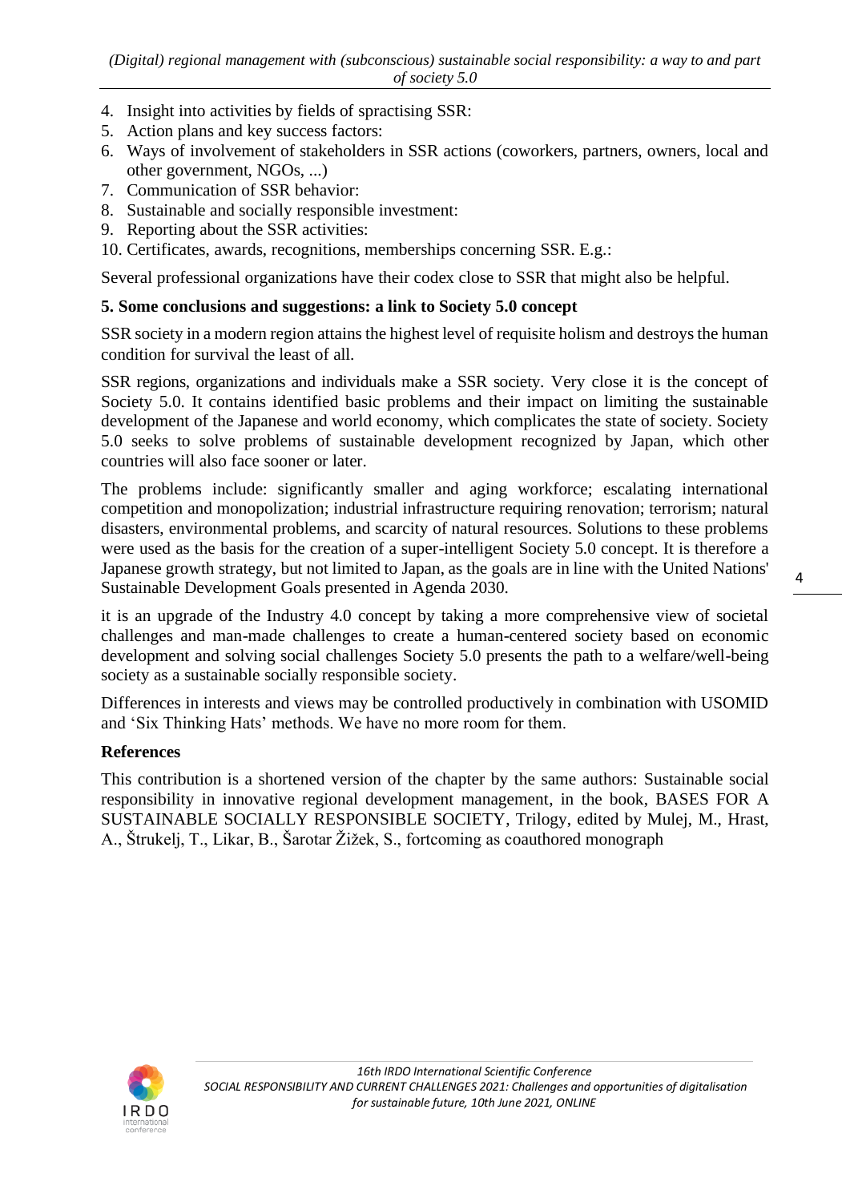4. Insight into activities by fields of spractising SSR:
5. Action plans and key success factors:
6. Ways of involvement of stakeholders in SSR actions (coworkers, partners, owners, local and other government, NGOs, ...)
7. Communication of SSR behavior:
8. Sustainable and socially responsible investment:
9. Reporting about the SSR activities:
10. Certificates, awards, recognitions, memberships concerning SSR. E.g.:

Several professional organizations have their codex close to SSR that might also be helpful.

## 5. Some conclusions and suggestions: a link to Society 5.0 concept

SSR society in a modern region attains the highest level of requisite holism and destroys the human condition for survival the least of all.

SSR regions, organizations and individuals make a SSR society. Very close it is the concept of Society 5.0. It contains identified basic problems and their impact on limiting the sustainable development of the Japanese and world economy, which complicates the state of society. Society 5.0 seeks to solve problems of sustainable development recognized by Japan, which other countries will also face sooner or later.

The problems include: significantly smaller and aging workforce; escalating international competition and monopolization; industrial infrastructure requiring renovation; terrorism; natural disasters, environmental problems, and scarcity of natural resources. Solutions to these problems were used as the basis for the creation of a super-intelligent Society 5.0 concept. It is therefore a Japanese growth strategy, but not limited to Japan, as the goals are in line with the United Nations' Sustainable Development Goals presented in Agenda 2030.

it is an upgrade of the Industry 4.0 concept by taking a more comprehensive view of societal challenges and man-made challenges to create a human-centered society based on economic development and solving social challenges Society 5.0 presents the path to a welfare/well-being society as a sustainable socially responsible society.

Differences in interests and views may be controlled productively in combination with USOMID and 'Six Thinking Hats' methods. We have no more room for them.

## References

This contribution is a shortened version of the chapter by the same authors: Sustainable social responsibility in innovative regional development management, in the book, BASES FOR A SUSTAINABLE SOCIALLY RESPONSIBLE SOCIETY, Trilogy, edited by Mulej, M., Hrast, A., Štrukelj, T., Likar, B., Šarotar Žižek, S., fortcoming as coauthored monograph